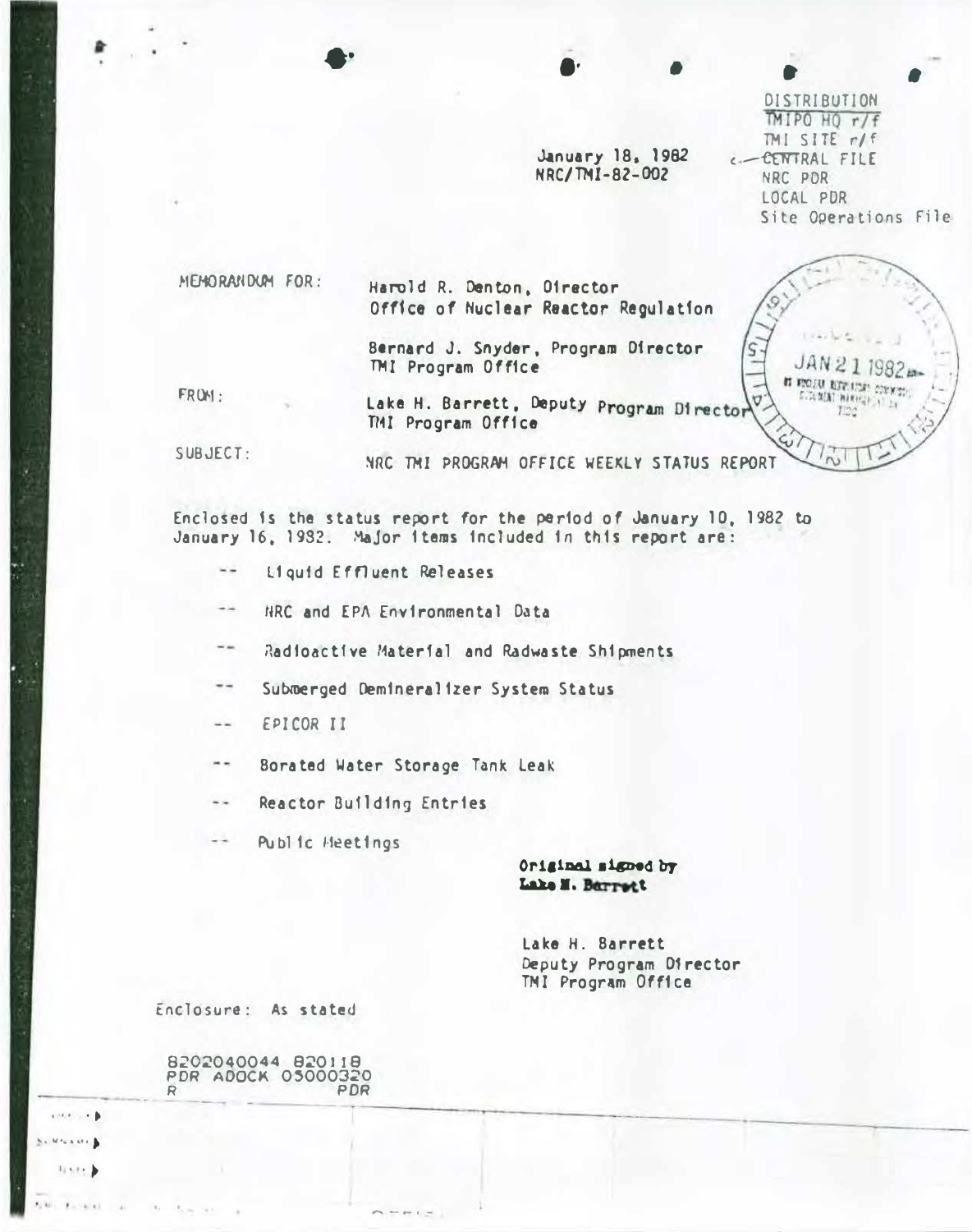DISTRIBUTION
~~TMIPO HQ r/f~~
TMI SITE r/f
CENTRAL FILE
NRC PDR
LOCAL PDR
Site Operations File

January 18, 1982
NRC/TMI-82-002

MEMORANDUM FOR: Harold R. Denton, Director
Office of Nuclear Reactor Regulation

Bernard J. Snyder, Program Director
TMI Program Office

FROM: Lake H. Barrett, Deputy Program Director
TMI Program Office

SUBJECT: NRC TMI PROGRAM OFFICE WEEKLY STATUS REPORT

Enclosed is the status report for the period of January 10, 1982 to January 16, 1982. Major items included in this report are:

- Liquid Effluent Releases
- NRC and EPA Environmental Data
- Radioactive Material and Radwaste Shipments
- Submerged Demineralizer System Status
- EPICOR II
- Borated Water Storage Tank Leak
- Reactor Building Entries
- Public Meetings

**Original signed by Lake H. Barrett**

Lake H. Barrett
Deputy Program Director
TMI Program Office

Enclosure: As stated

8202040044 820118
PDR ADOCK 05000320
R PDR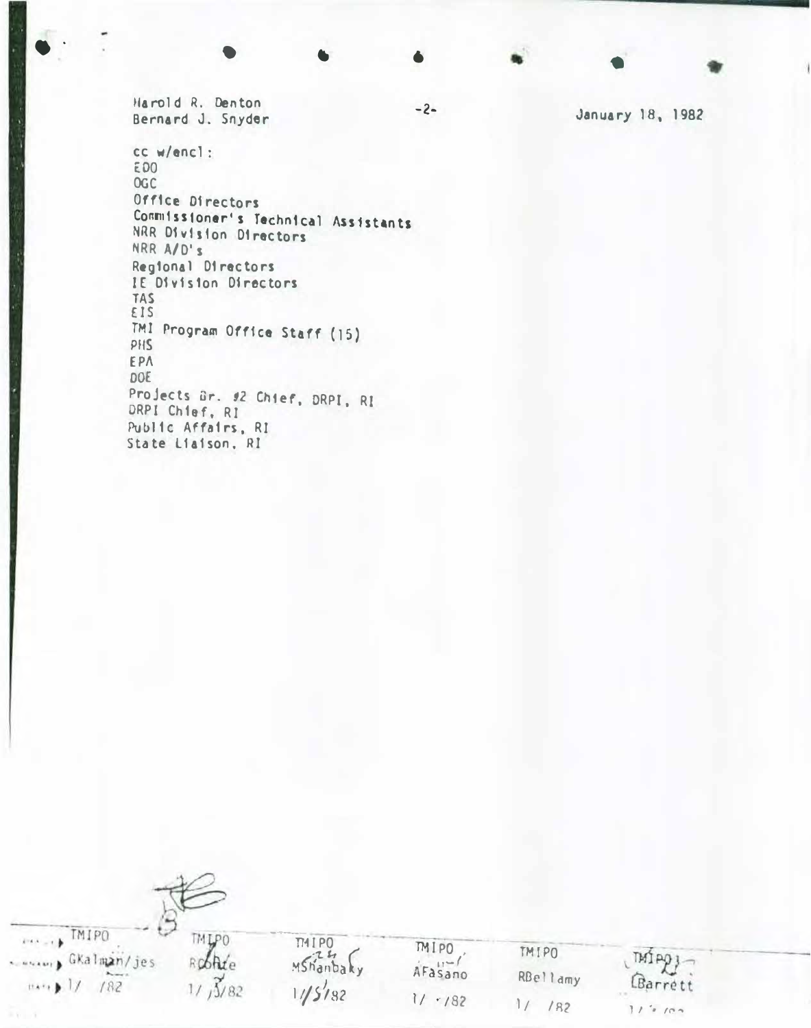Harold R. Denton
Bernard J. Snyder

January 18, 1982

cc w/encl:
EDO
OGC
Office Directors
Commissioner's Technical Assistants
NRR Division Directors
NRR A/D's
Regional Directors
IE Division Directors
TAS
EIS
TMI Program Office Staff (15)
PHS
EPA
DOE
Projects Br. #2 Chief, DRPI, RI
DRPI Chief, RI
Public Affairs, RI
State Liaison, RI

| TMIPO | TMIPO | TMIPO | TMIPO | TMIPO | TMIPO |
|---|---|---|---|---|---|
| GKalman/jes | RConte | MShanbaky | AFasano | RBellamy | LBarrett |
| 1/ /82 | 1/ 15/82 | 1/15/82 | 1/ /82 | 1/ /82 | 1/ /82 |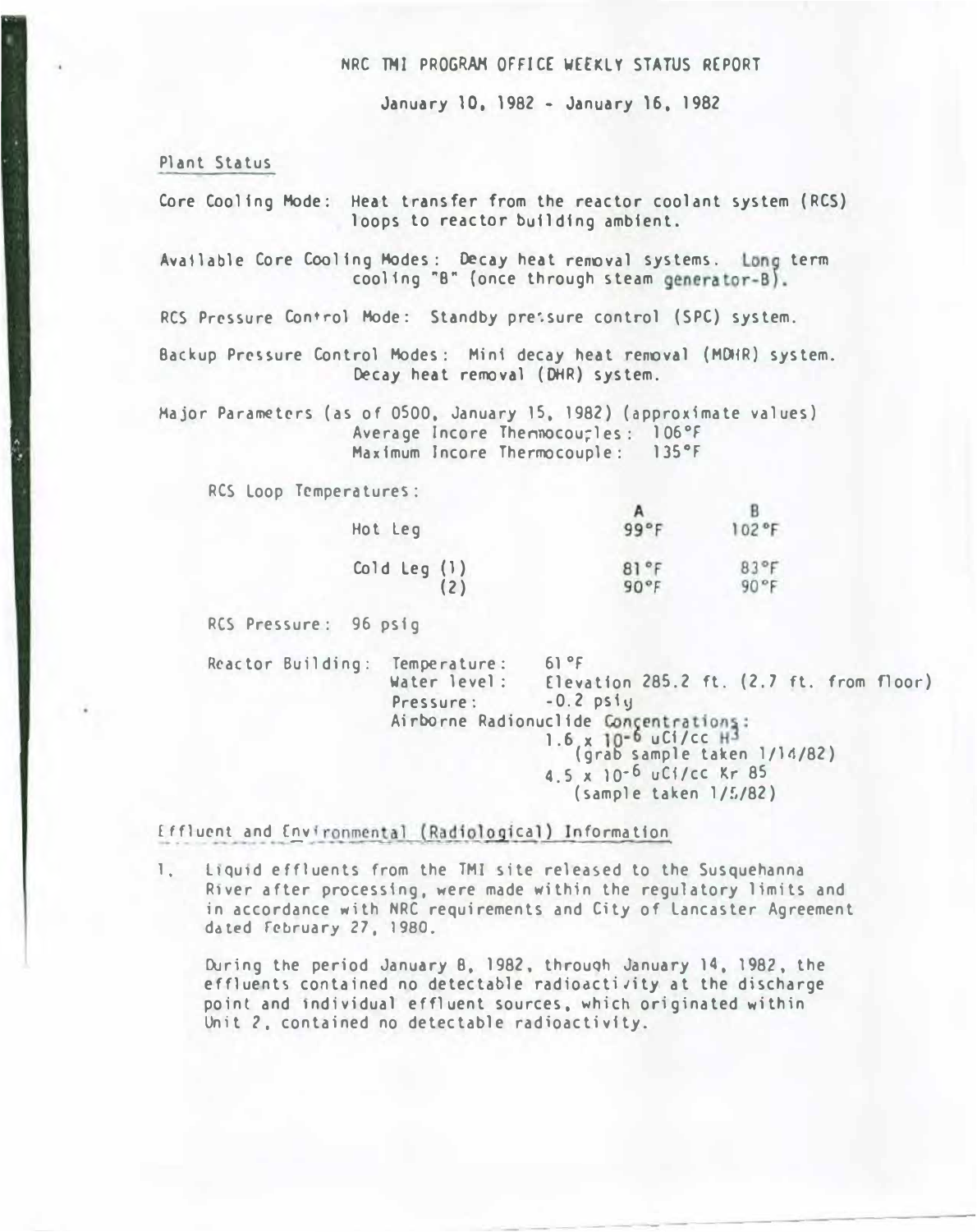# NRC TMI PROGRAM OFFICE WEEKLY STATUS REPORT

January 10, 1982 - January 16, 1982

## Plant Status

Core Cooling Mode: Heat transfer from the reactor coolant system (RCS) loops to reactor building ambient.

Available Core Cooling Modes: Decay heat removal systems. Long term cooling "B" (once through steam generator-B).

RCS Pressure Control Mode: Standby pressure control (SPC) system.

Backup Pressure Control Modes: Mini decay heat removal (MDHR) system. Decay heat removal (DHR) system.

Major Parameters (as of 0500, January 15, 1982) (approximate values)
Average Incore Thermocouples: 106°F
Maximum Incore Thermocouple: 135°F

RCS Loop Temperatures:

| | A | B |
|---|---|---|
| Hot Leg | 99°F | 102°F |
| Cold Leg (1) | 81°F | 83°F |
| (2) | 90°F | 90°F |

RCS Pressure: 96 psig

Reactor Building: Temperature: 61°F
Water level: Elevation 285.2 ft. (2.7 ft. from floor)
Pressure: -0.2 psig
Airborne Radionuclide Concentrations:
$1.6 \times 10^{-6}$ uCi/cc $H^3$
(grab sample taken 1/14/82)
$4.5 \times 10^{-6}$ uCi/cc Kr 85
(sample taken 1/5/82)

## Effluent and Environmental (Radiological) Information

1. Liquid effluents from the TMI site released to the Susquehanna River after processing, were made within the regulatory limits and in accordance with NRC requirements and City of Lancaster Agreement dated February 27, 1980.

   During the period January 8, 1982, through January 14, 1982, the effluents contained no detectable radioactivity at the discharge point and individual effluent sources, which originated within Unit 2, contained no detectable radioactivity.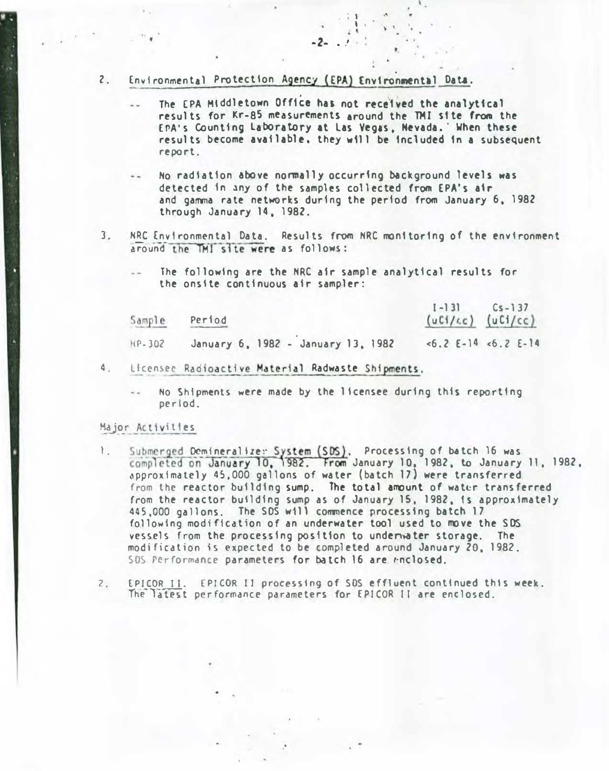2. Environmental Protection Agency (EPA) Environmental Data.

   -- The EPA Middletown Office has not received the analytical results for Kr-85 measurements around the TMI site from the EPA's Counting Laboratory at Las Vegas, Nevada. When these results become available, they will be included in a subsequent report.

   -- No radiation above normally occurring background levels was detected in any of the samples collected from EPA's air and gamma rate networks during the period from January 6, 1982 through January 14, 1982.

3. NRC Environmental Data. Results from NRC monitoring of the environment around the TMI site were as follows:

   -- The following are the NRC air sample analytical results for the onsite continuous air sampler:

| Sample | Period | I-131 (uCi/cc) | Cs-137 (uCi/cc) |
|---|---|---|---|
| HP-302 | January 6, 1982 - January 13, 1982 | <6.2 E-14 | <6.2 E-14 |

4. Licensee Radioactive Material Radwaste Shipments.

   -- No Shipments were made by the licensee during this reporting period.

Major Activities

1. Submerged Demineralizer System (SDS). Processing of batch 16 was completed on January 10, 1982. From January 10, 1982, to January 11, 1982, approximately 45,000 gallons of water (batch 17) were transferred from the reactor building sump. The total amount of water transferred from the reactor building sump as of January 15, 1982, is approximately 445,000 gallons. The SDS will commence processing batch 17 following modification of an underwater tool used to move the SDS vessels from the processing position to underwater storage. The modification is expected to be completed around January 20, 1982. SDS Performance parameters for batch 16 are enclosed.

2. EPICOR II. EPICOR II processing of SDS effluent continued this week. The latest performance parameters for EPICOR II are enclosed.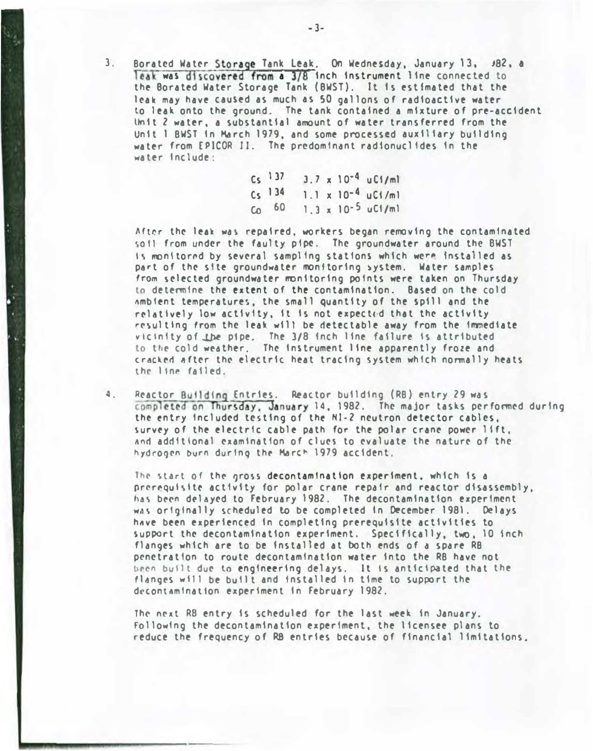3. Borated Water Storage Tank Leak. On Wednesday, January 13, 1982, a leak was discovered from a 3/8 inch instrument line connected to the Borated Water Storage Tank (BWST). It is estimated that the leak may have caused as much as 50 gallons of radioactive water to leak onto the ground. The tank contained a mixture of pre-accident Unit 2 water, a substantial amount of water transferred from the Unit 1 BWST in March 1979, and some processed auxiliary building water from EPICOR II. The predominant radionuclides in the water include:

   $Cs^{137}$ $3.7 \times 10^{-4}$ uCi/ml
   $Cs^{134}$ $1.1 \times 10^{-4}$ uCi/ml
   $Co^{60}$ $1.3 \times 10^{-5}$ uCi/ml

   After the leak was repaired, workers began removing the contaminated soil from under the faulty pipe. The groundwater around the BWST is monitored by several sampling stations which were installed as part of the site groundwater monitoring system. Water samples from selected groundwater monitoring points were taken on Thursday to determine the extent of the contamination. Based on the cold ambient temperatures, the small quantity of the spill and the relatively low activity, it is not expected that the activity resulting from the leak will be detectable away from the immediate vicinity of the pipe. The 3/8 inch line failure is attributed to the cold weather. The instrument line apparently froze and cracked after the electric heat tracing system which normally heats the line failed.

4. Reactor Building Entries. Reactor building (RB) entry 29 was completed on Thursday, January 14, 1982. The major tasks performed during the entry included testing of the NI-2 neutron detector cables, survey of the electric cable path for the polar crane power lift, and additional examination of clues to evaluate the nature of the hydrogen burn during the March 1979 accident.

   The start of the gross decontamination experiment, which is a prerequisite activity for polar crane repair and reactor disassembly, has been delayed to February 1982. The decontamination experiment was originally scheduled to be completed in December 1981. Delays have been experienced in completing prerequisite activities to support the decontamination experiment. Specifically, two, 10 inch flanges which are to be installed at both ends of a spare RB penetration to route decontamination water into the RB have not been built due to engineering delays. It is anticipated that the flanges will be built and installed in time to support the decontamination experiment in February 1982.

   The next RB entry is scheduled for the last week in January. Following the decontamination experiment, the licensee plans to reduce the frequency of RB entries because of financial limitations.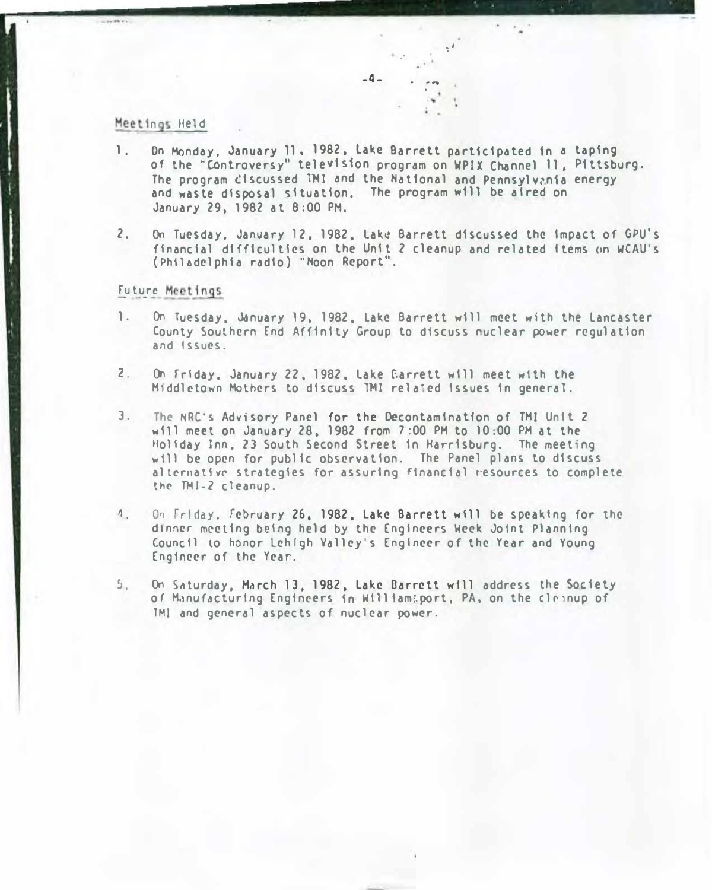## Meetings Held

1. On Monday, January 11, 1982, Lake Barrett participated in a taping of the "Controversy" television program on WPIX Channel 11, Pittsburg. The program discussed TMI and the National and Pennsylvania energy and waste disposal situation. The program will be aired on January 29, 1982 at 8:00 PM.

2. On Tuesday, January 12, 1982, Lake Barrett discussed the impact of GPU's financial difficulties on the Unit 2 cleanup and related items on WCAU's (Philadelphia radio) "Noon Report".

## Future Meetings

1. On Tuesday, January 19, 1982, Lake Barrett will meet with the Lancaster County Southern End Affinity Group to discuss nuclear power regulation and issues.

2. On Friday, January 22, 1982, Lake Barrett will meet with the Middletown Mothers to discuss TMI related issues in general.

3. The NRC's Advisory Panel for the Decontamination of TMI Unit 2 will meet on January 28, 1982 from 7:00 PM to 10:00 PM at the Holiday Inn, 23 South Second Street in Harrisburg. The meeting will be open for public observation. The Panel plans to discuss alternative strategies for assuring financial resources to complete the TMI-2 cleanup.

4. On Friday, February 26, 1982, Lake Barrett will be speaking for the dinner meeting being held by the Engineers Week Joint Planning Council to honor Lehigh Valley's Engineer of the Year and Young Engineer of the Year.

5. On Saturday, March 13, 1982, Lake Barrett will address the Society of Manufacturing Engineers in Williamsport, PA, on the cleanup of TMI and general aspects of nuclear power.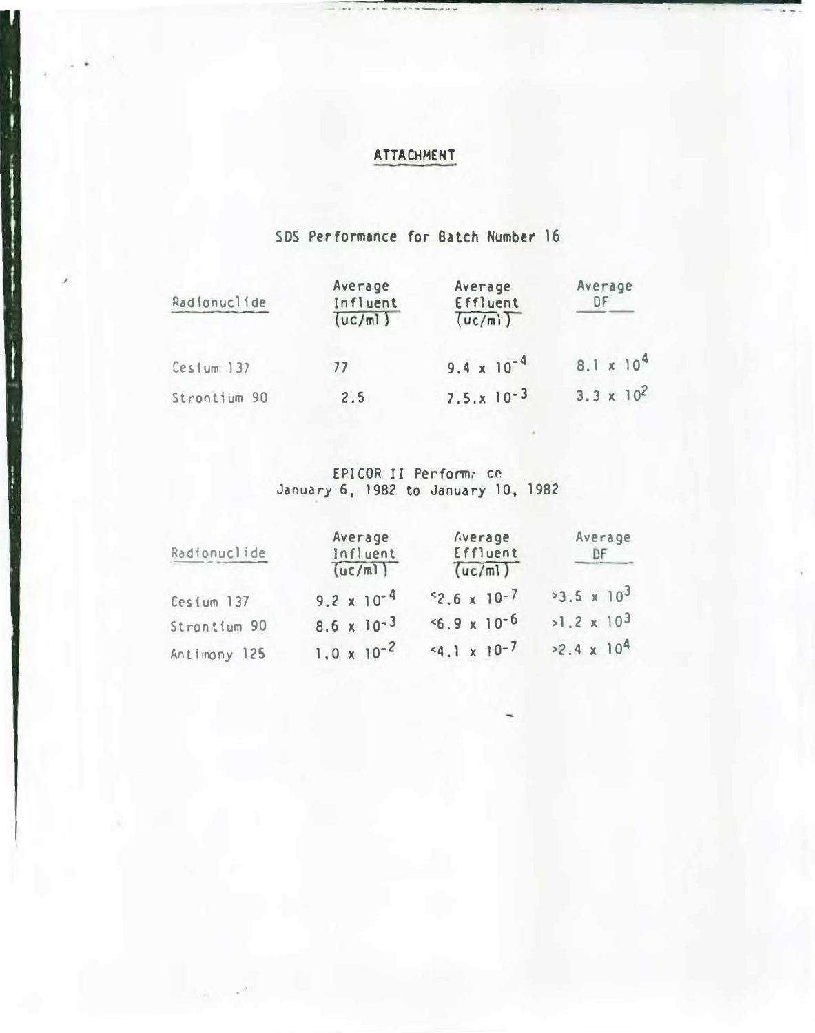# ATTACHMENT

## SDS Performance for Batch Number 16

| Radionuclide | Average Influent (uc/ml) | Average Effluent (uc/ml) | Average DF |
|---|---|---|---|
| Cesium 137 | 77 | $9.4 \times 10^{-4}$ | $8.1 \times 10^{4}$ |
| Strontium 90 | 2.5 | $7.5 \times 10^{-3}$ | $3.3 \times 10^{2}$ |

## EPICOR II Performance
January 6, 1982 to January 10, 1982

| Radionuclide | Average Influent (uc/ml) | Average Effluent (uc/ml) | Average DF |
|---|---|---|---|
| Cesium 137 | $9.2 \times 10^{-4}$ | $<2.6 \times 10^{-7}$ | $>3.5 \times 10^{3}$ |
| Strontium 90 | $8.6 \times 10^{-3}$ | $<6.9 \times 10^{-6}$ | $>1.2 \times 10^{3}$ |
| Antimony 125 | $1.0 \times 10^{-2}$ | $<4.1 \times 10^{-7}$ | $>2.4 \times 10^{4}$ |